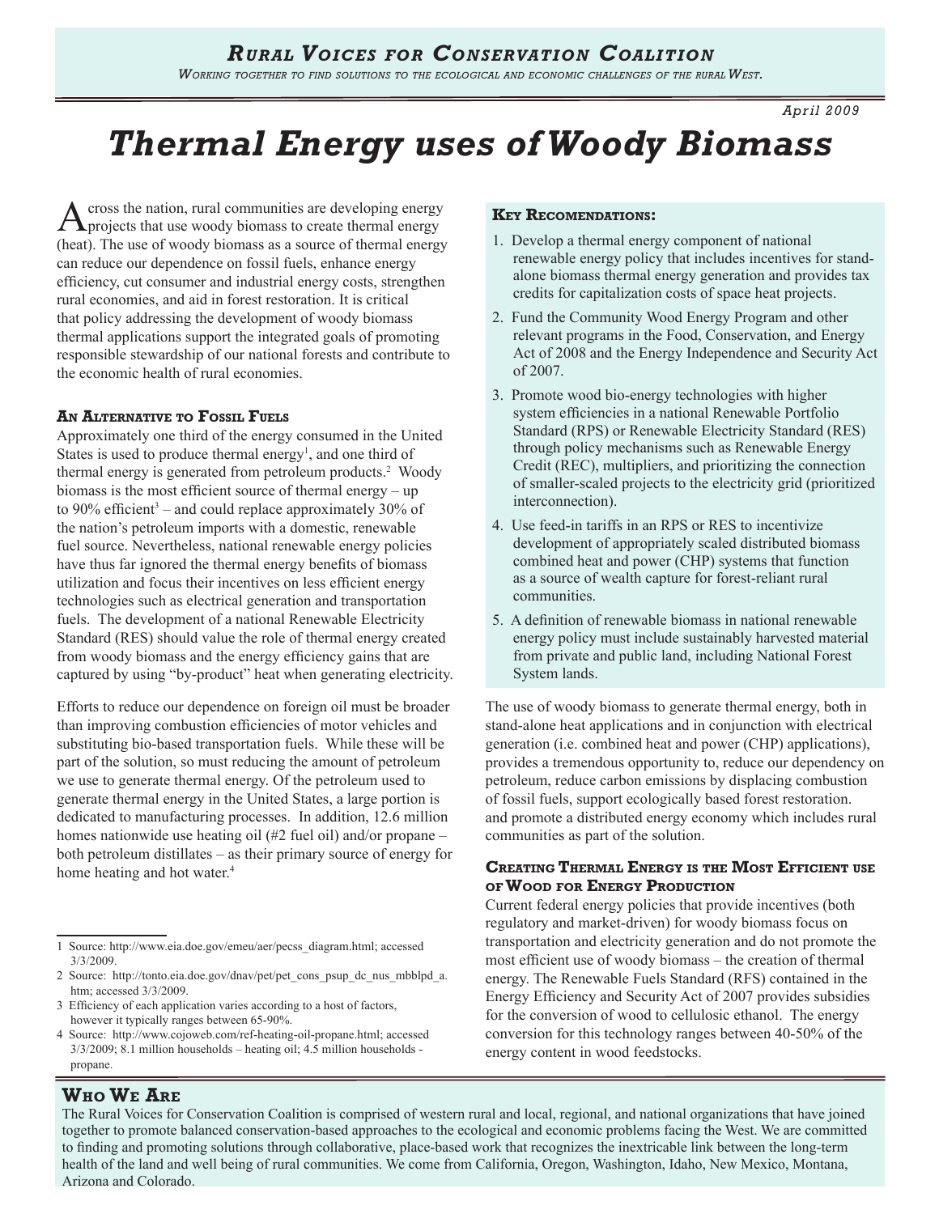# *Rural Voices for Conservation Coalition*

*Working together to find solutions to the ecological and economic challenges of the rural West.*

*April 2009*

# *Thermal Energy uses of Woody Biomass*

Across the nation, rural communities are developing energy projects that use woody biomass to create thermal energy (heat). The use of woody biomass as a source of thermal energy can reduce our dependence on fossil fuels, enhance energy efficiency, cut consumer and industrial energy costs, strengthen rural economies, and aid in forest restoration. It is critical that policy addressing the development of woody biomass thermal applications support the integrated goals of promoting responsible stewardship of our national forests and contribute to the economic health of rural economies.

### An Alternative to Fossil Fuels

Approximately one third of the energy consumed in the United States is used to produce thermal energy[1], and one third of thermal energy is generated from petroleum products.[2] Woody biomass is the most efficient source of thermal energy – up to 90% efficient[3] – and could replace approximately 30% of the nation's petroleum imports with a domestic, renewable fuel source. Nevertheless, national renewable energy policies have thus far ignored the thermal energy benefits of biomass utilization and focus their incentives on less efficient energy technologies such as electrical generation and transportation fuels. The development of a national Renewable Electricity Standard (RES) should value the role of thermal energy created from woody biomass and the energy efficiency gains that are captured by using "by-product" heat when generating electricity.

Efforts to reduce our dependence on foreign oil must be broader than improving combustion efficiencies of motor vehicles and substituting bio-based transportation fuels. While these will be part of the solution, so must reducing the amount of petroleum we use to generate thermal energy. Of the petroleum used to generate thermal energy in the United States, a large portion is dedicated to manufacturing processes. In addition, 12.6 million homes nationwide use heating oil (#2 fuel oil) and/or propane – both petroleum distillates – as their primary source of energy for home heating and hot water.[4]

1 Source: http://www.eia.doe.gov/emeu/aer/pecss_diagram.html; accessed 3/3/2009.

2 Source: http://tonto.eia.doe.gov/dnav/pet/pet_cons_psup_dc_nus_mbblpd_a.htm; accessed 3/3/2009.

3 Efficiency of each application varies according to a host of factors, however it typically ranges between 65-90%.

4 Source: http://www.cojoweb.com/ref-heating-oil-propane.html; accessed 3/3/2009; 8.1 million households – heating oil; 4.5 million households - propane.

### Key Recomendations:

1. Develop a thermal energy component of national renewable energy policy that includes incentives for stand-alone biomass thermal energy generation and provides tax credits for capitalization costs of space heat projects.
2. Fund the Community Wood Energy Program and other relevant programs in the Food, Conservation, and Energy Act of 2008 and the Energy Independence and Security Act of 2007.
3. Promote wood bio-energy technologies with higher system efficiencies in a national Renewable Portfolio Standard (RPS) or Renewable Electricity Standard (RES) through policy mechanisms such as Renewable Energy Credit (REC), multipliers, and prioritizing the connection of smaller-scaled projects to the electricity grid (prioritized interconnection).
4. Use feed-in tariffs in an RPS or RES to incentivize development of appropriately scaled distributed biomass combined heat and power (CHP) systems that function as a source of wealth capture for forest-reliant rural communities.
5. A definition of renewable biomass in national renewable energy policy must include sustainably harvested material from private and public land, including National Forest System lands.

The use of woody biomass to generate thermal energy, both in stand-alone heat applications and in conjunction with electrical generation (i.e. combined heat and power (CHP) applications), provides a tremendous opportunity to, reduce our dependency on petroleum, reduce carbon emissions by displacing combustion of fossil fuels, support ecologically based forest restoration. and promote a distributed energy economy which includes rural communities as part of the solution.

### Creating Thermal Energy is the Most Efficient use of Wood for Energy Production

Current federal energy policies that provide incentives (both regulatory and market-driven) for woody biomass focus on transportation and electricity generation and do not promote the most efficient use of woody biomass – the creation of thermal energy. The Renewable Fuels Standard (RFS) contained in the Energy Efficiency and Security Act of 2007 provides subsidies for the conversion of wood to cellulosic ethanol. The energy conversion for this technology ranges between 40-50% of the energy content in wood feedstocks.

## Who We Are

The Rural Voices for Conservation Coalition is comprised of western rural and local, regional, and national organizations that have joined together to promote balanced conservation-based approaches to the ecological and economic problems facing the West. We are committed to finding and promoting solutions through collaborative, place-based work that recognizes the inextricable link between the long-term health of the land and well being of rural communities. We come from California, Oregon, Washington, Idaho, New Mexico, Montana, Arizona and Colorado.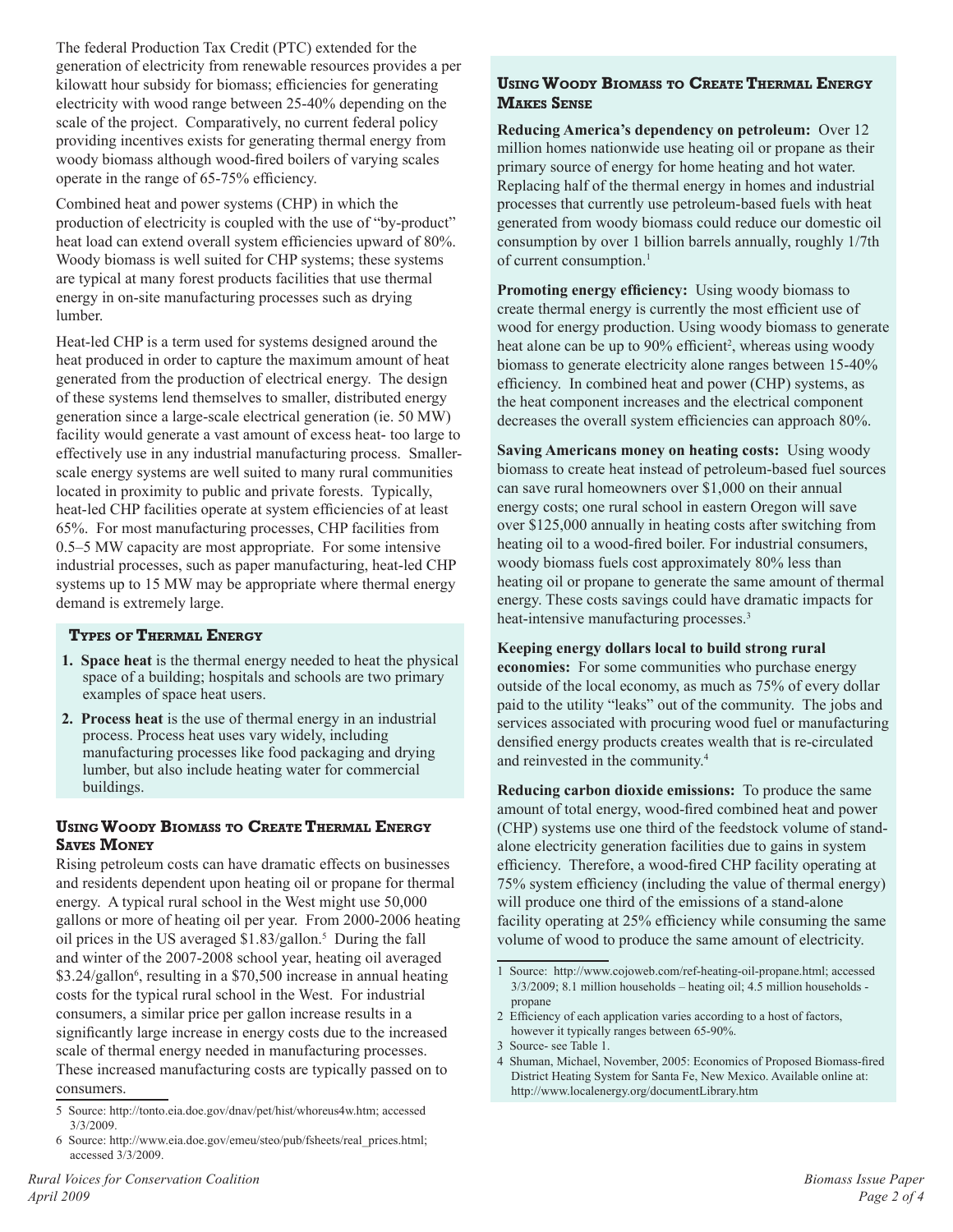The federal Production Tax Credit (PTC) extended for the generation of electricity from renewable resources provides a per kilowatt hour subsidy for biomass; efficiencies for generating electricity with wood range between 25-40% depending on the scale of the project. Comparatively, no current federal policy providing incentives exists for generating thermal energy from woody biomass although wood-fired boilers of varying scales operate in the range of 65-75% efficiency.

Combined heat and power systems (CHP) in which the production of electricity is coupled with the use of "by-product" heat load can extend overall system efficiencies upward of 80%. Woody biomass is well suited for CHP systems; these systems are typical at many forest products facilities that use thermal energy in on-site manufacturing processes such as drying lumber.

Heat-led CHP is a term used for systems designed around the heat produced in order to capture the maximum amount of heat generated from the production of electrical energy. The design of these systems lend themselves to smaller, distributed energy generation since a large-scale electrical generation (ie. 50 MW) facility would generate a vast amount of excess heat- too large to effectively use in any industrial manufacturing process. Smaller-scale energy systems are well suited to many rural communities located in proximity to public and private forests. Typically, heat-led CHP facilities operate at system efficiencies of at least 65%. For most manufacturing processes, CHP facilities from 0.5–5 MW capacity are most appropriate. For some intensive industrial processes, such as paper manufacturing, heat-led CHP systems up to 15 MW may be appropriate where thermal energy demand is extremely large.

### Types of Thermal Energy

1. **Space heat** is the thermal energy needed to heat the physical space of a building; hospitals and schools are two primary examples of space heat users.
2. **Process heat** is the use of thermal energy in an industrial process. Process heat uses vary widely, including manufacturing processes like food packaging and drying lumber, but also include heating water for commercial buildings.

### Using Woody Biomass to Create Thermal Energy Saves Money

Rising petroleum costs can have dramatic effects on businesses and residents dependent upon heating oil or propane for thermal energy. A typical rural school in the West might use 50,000 gallons or more of heating oil per year. From 2000-2006 heating oil prices in the US averaged $1.83/gallon.[5] During the fall and winter of the 2007-2008 school year, heating oil averaged $3.24/gallon[6], resulting in a $70,500 increase in annual heating costs for the typical rural school in the West. For industrial consumers, a similar price per gallon increase results in a significantly large increase in energy costs due to the increased scale of thermal energy needed in manufacturing processes. These increased manufacturing costs are typically passed on to consumers.

5 Source: http://tonto.eia.doe.gov/dnav/pet/hist/whoreus4w.htm; accessed 3/3/2009.

6 Source: http://www.eia.doe.gov/emeu/steo/pub/fsheets/real_prices.html; accessed 3/3/2009.

### Using Woody Biomass to Create Thermal Energy Makes Sense

**Reducing America's dependency on petroleum:** Over 12 million homes nationwide use heating oil or propane as their primary source of energy for home heating and hot water. Replacing half of the thermal energy in homes and industrial processes that currently use petroleum-based fuels with heat generated from woody biomass could reduce our domestic oil consumption by over 1 billion barrels annually, roughly 1/7th of current consumption.[1]

**Promoting energy efficiency:** Using woody biomass to create thermal energy is currently the most efficient use of wood for energy production. Using woody biomass to generate heat alone can be up to 90% efficient[2], whereas using woody biomass to generate electricity alone ranges between 15-40% efficiency. In combined heat and power (CHP) systems, as the heat component increases and the electrical component decreases the overall system efficiencies can approach 80%.

**Saving Americans money on heating costs:** Using woody biomass to create heat instead of petroleum-based fuel sources can save rural homeowners over $1,000 on their annual energy costs; one rural school in eastern Oregon will save over $125,000 annually in heating costs after switching from heating oil to a wood-fired boiler. For industrial consumers, woody biomass fuels cost approximately 80% less than heating oil or propane to generate the same amount of thermal energy. These costs savings could have dramatic impacts for heat-intensive manufacturing processes.[3]

**Keeping energy dollars local to build strong rural economies:** For some communities who purchase energy outside of the local economy, as much as 75% of every dollar paid to the utility "leaks" out of the community. The jobs and services associated with procuring wood fuel or manufacturing densified energy products creates wealth that is re-circulated and reinvested in the community.[4]

**Reducing carbon dioxide emissions:** To produce the same amount of total energy, wood-fired combined heat and power (CHP) systems use one third of the feedstock volume of stand-alone electricity generation facilities due to gains in system efficiency. Therefore, a wood-fired CHP facility operating at 75% system efficiency (including the value of thermal energy) will produce one third of the emissions of a stand-alone facility operating at 25% efficiency while consuming the same volume of wood to produce the same amount of electricity.

1 Source: http://www.cojoweb.com/ref-heating-oil-propane.html; accessed 3/3/2009; 8.1 million households – heating oil; 4.5 million households - propane

2 Efficiency of each application varies according to a host of factors, however it typically ranges between 65-90%.

3 Source- see Table 1.

4 Shuman, Michael, November, 2005: Economics of Proposed Biomass-fired District Heating System for Santa Fe, New Mexico. Available online at: http://www.localenergy.org/documentLibrary.htm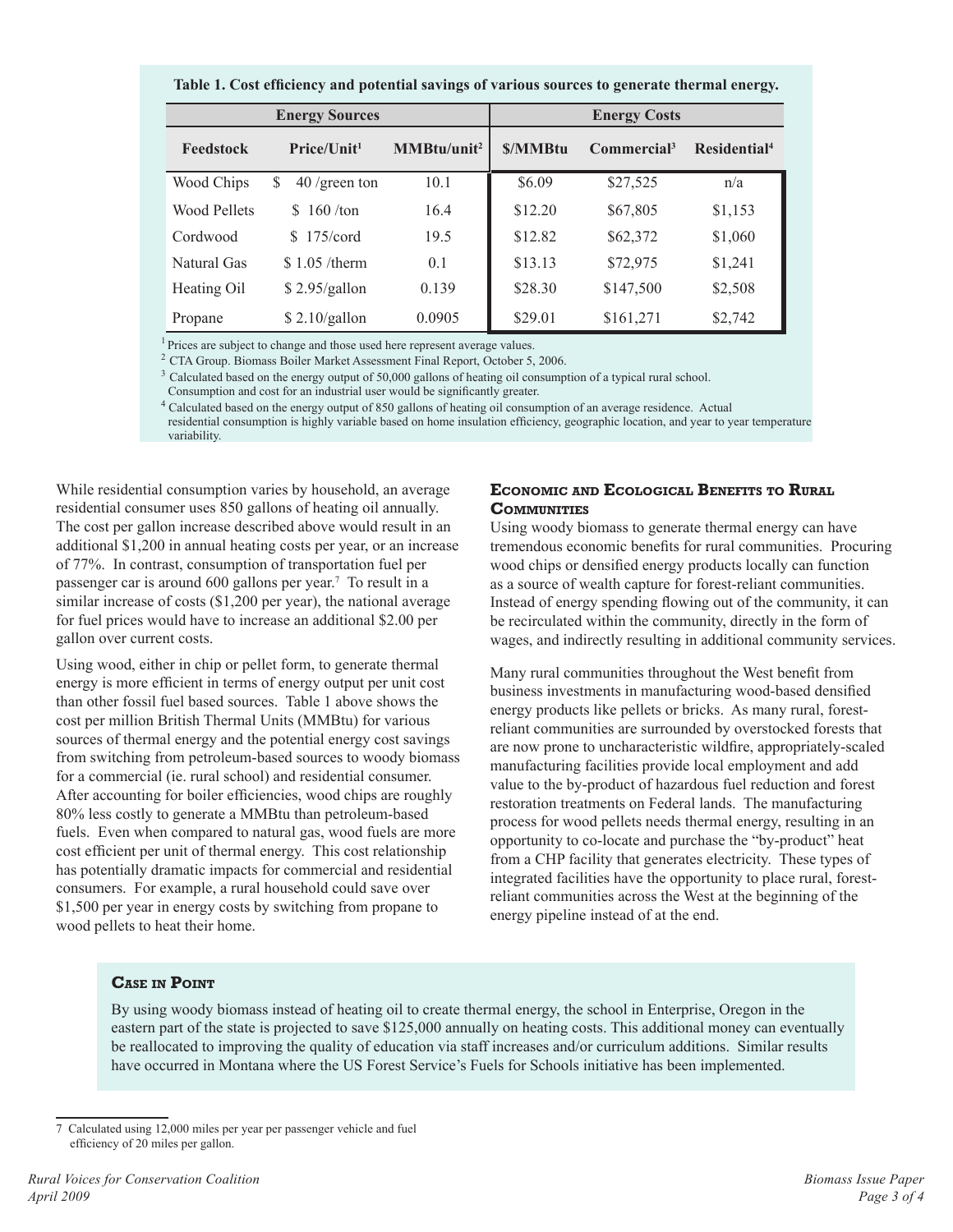**Table 1. Cost efficiency and potential savings of various sources to generate thermal energy.**

| Energy Sources | | | Energy Costs | | |
|---|---|---|---|---|---|
| Feedstock | Price/Unit[1] | MMBtu/unit[2] | $/MMBtu | Commercial[3] | Residential[4] |
| Wood Chips | $ 40 /green ton | 10.1 | $6.09 | $27,525 | n/a |
| Wood Pellets | $ 160 /ton | 16.4 | $12.20 | $67,805 | $1,153 |
| Cordwood | $ 175/cord | 19.5 | $12.82 | $62,372 | $1,060 |
| Natural Gas | $ 1.05 /therm | 0.1 | $13.13 | $72,975 | $1,241 |
| Heating Oil | $ 2.95/gallon | 0.139 | $28.30 | $147,500 | $2,508 |
| Propane | $ 2.10/gallon | 0.0905 | $29.01 | $161,271 | $2,742 |

[1] Prices are subject to change and those used here represent average values.
[2] CTA Group. Biomass Boiler Market Assessment Final Report, October 5, 2006.
[3] Calculated based on the energy output of 50,000 gallons of heating oil consumption of a typical rural school. Consumption and cost for an industrial user would be significantly greater.
[4] Calculated based on the energy output of 850 gallons of heating oil consumption of an average residence. Actual residential consumption is highly variable based on home insulation efficiency, geographic location, and year to year temperature variability.

While residential consumption varies by household, an average residential consumer uses 850 gallons of heating oil annually. The cost per gallon increase described above would result in an additional $1,200 in annual heating costs per year, or an increase of 77%. In contrast, consumption of transportation fuel per passenger car is around 600 gallons per year.[7] To result in a similar increase of costs ($1,200 per year), the national average for fuel prices would have to increase an additional $2.00 per gallon over current costs.

Using wood, either in chip or pellet form, to generate thermal energy is more efficient in terms of energy output per unit cost than other fossil fuel based sources. Table 1 above shows the cost per million British Thermal Units (MMBtu) for various sources of thermal energy and the potential energy cost savings from switching from petroleum-based sources to woody biomass for a commercial (ie. rural school) and residential consumer. After accounting for boiler efficiencies, wood chips are roughly 80% less costly to generate a MMBtu than petroleum-based fuels. Even when compared to natural gas, wood fuels are more cost efficient per unit of thermal energy. This cost relationship has potentially dramatic impacts for commercial and residential consumers. For example, a rural household could save over $1,500 per year in energy costs by switching from propane to wood pellets to heat their home.

### Economic and Ecological Benefits to Rural Communities

Using woody biomass to generate thermal energy can have tremendous economic benefits for rural communities. Procuring wood chips or densified energy products locally can function as a source of wealth capture for forest-reliant communities. Instead of energy spending flowing out of the community, it can be recirculated within the community, directly in the form of wages, and indirectly resulting in additional community services.

Many rural communities throughout the West benefit from business investments in manufacturing wood-based densified energy products like pellets or bricks. As many rural, forest-reliant communities are surrounded by overstocked forests that are now prone to uncharacteristic wildfire, appropriately-scaled manufacturing facilities provide local employment and add value to the by-product of hazardous fuel reduction and forest restoration treatments on Federal lands. The manufacturing process for wood pellets needs thermal energy, resulting in an opportunity to co-locate and purchase the "by-product" heat from a CHP facility that generates electricity. These types of integrated facilities have the opportunity to place rural, forest-reliant communities across the West at the beginning of the energy pipeline instead of at the end.

### Case in Point

By using woody biomass instead of heating oil to create thermal energy, the school in Enterprise, Oregon in the eastern part of the state is projected to save $125,000 annually on heating costs. This additional money can eventually be reallocated to improving the quality of education via staff increases and/or curriculum additions. Similar results have occurred in Montana where the US Forest Service's Fuels for Schools initiative has been implemented.

[7] Calculated using 12,000 miles per year per passenger vehicle and fuel efficiency of 20 miles per gallon.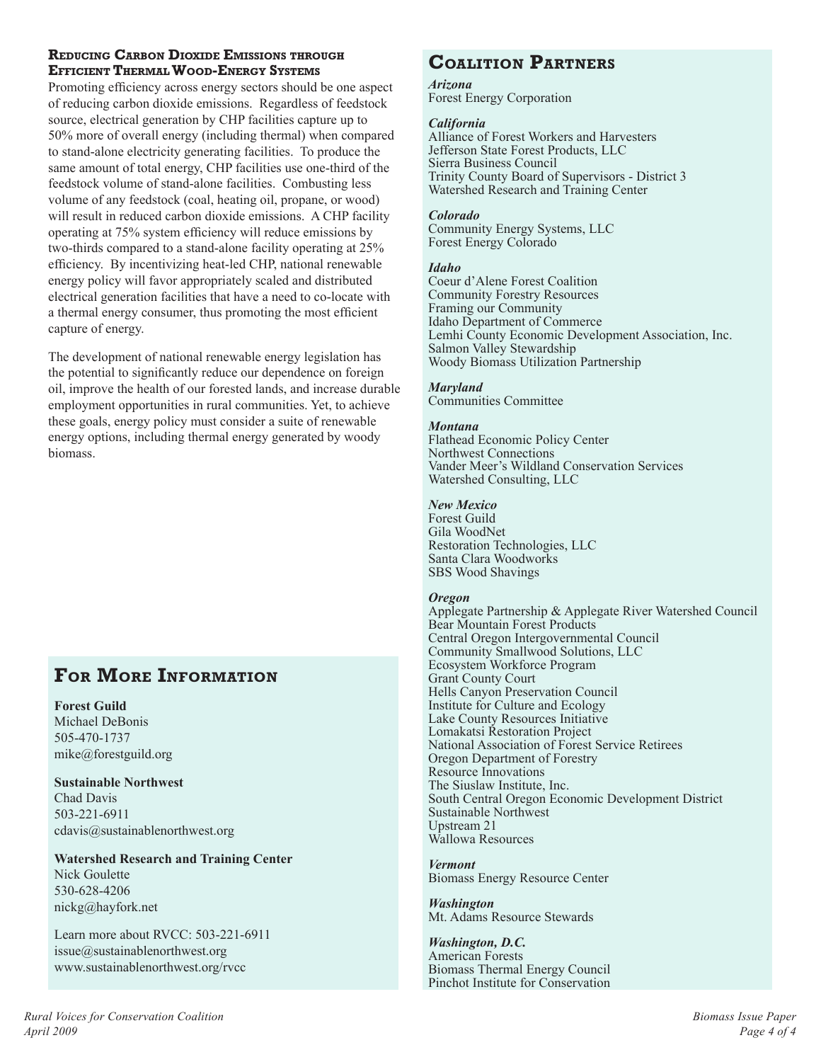### Reducing Carbon Dioxide Emissions through Efficient Thermal Wood-Energy Systems

Promoting efficiency across energy sectors should be one aspect of reducing carbon dioxide emissions. Regardless of feedstock source, electrical generation by CHP facilities capture up to 50% more of overall energy (including thermal) when compared to stand-alone electricity generating facilities. To produce the same amount of total energy, CHP facilities use one-third of the feedstock volume of stand-alone facilities. Combusting less volume of any feedstock (coal, heating oil, propane, or wood) will result in reduced carbon dioxide emissions. A CHP facility operating at 75% system efficiency will reduce emissions by two-thirds compared to a stand-alone facility operating at 25% efficiency. By incentivizing heat-led CHP, national renewable energy policy will favor appropriately scaled and distributed electrical generation facilities that have a need to co-locate with a thermal energy consumer, thus promoting the most efficient capture of energy.

The development of national renewable energy legislation has the potential to significantly reduce our dependence on foreign oil, improve the health of our forested lands, and increase durable employment opportunities in rural communities. Yet, to achieve these goals, energy policy must consider a suite of renewable energy options, including thermal energy generated by woody biomass.

## For More Information

**Forest Guild**
Michael DeBonis
505-470-1737
mike@forestguild.org

**Sustainable Northwest**
Chad Davis
503-221-6911
cdavis@sustainablenorthwest.org

**Watershed Research and Training Center**
Nick Goulette
530-628-4206
nickg@hayfork.net

Learn more about RVCC: 503-221-6911
issue@sustainablenorthwest.org
www.sustainablenorthwest.org/rvcc

## Coalition Partners

***Arizona***
Forest Energy Corporation

***California***
Alliance of Forest Workers and Harvesters
Jefferson State Forest Products, LLC
Sierra Business Council
Trinity County Board of Supervisors - District 3
Watershed Research and Training Center

***Colorado***
Community Energy Systems, LLC
Forest Energy Colorado

***Idaho***
Coeur d'Alene Forest Coalition
Community Forestry Resources
Framing our Community
Idaho Department of Commerce
Lemhi County Economic Development Association, Inc.
Salmon Valley Stewardship
Woody Biomass Utilization Partnership

***Maryland***
Communities Committee

***Montana***
Flathead Economic Policy Center
Northwest Connections
Vander Meer's Wildland Conservation Services
Watershed Consulting, LLC

***New Mexico***
Forest Guild
Gila WoodNet
Restoration Technologies, LLC
Santa Clara Woodworks
SBS Wood Shavings

***Oregon***
Applegate Partnership & Applegate River Watershed Council
Bear Mountain Forest Products
Central Oregon Intergovernmental Council
Community Smallwood Solutions, LLC
Ecosystem Workforce Program
Grant County Court
Hells Canyon Preservation Council
Institute for Culture and Ecology
Lake County Resources Initiative
Lomakatsi Restoration Project
National Association of Forest Service Retirees
Oregon Department of Forestry
Resource Innovations
The Siuslaw Institute, Inc.
South Central Oregon Economic Development District
Sustainable Northwest
Upstream 21
Wallowa Resources

***Vermont***
Biomass Energy Resource Center

***Washington***
Mt. Adams Resource Stewards

***Washington, D.C.***
American Forests
Biomass Thermal Energy Council
Pinchot Institute for Conservation